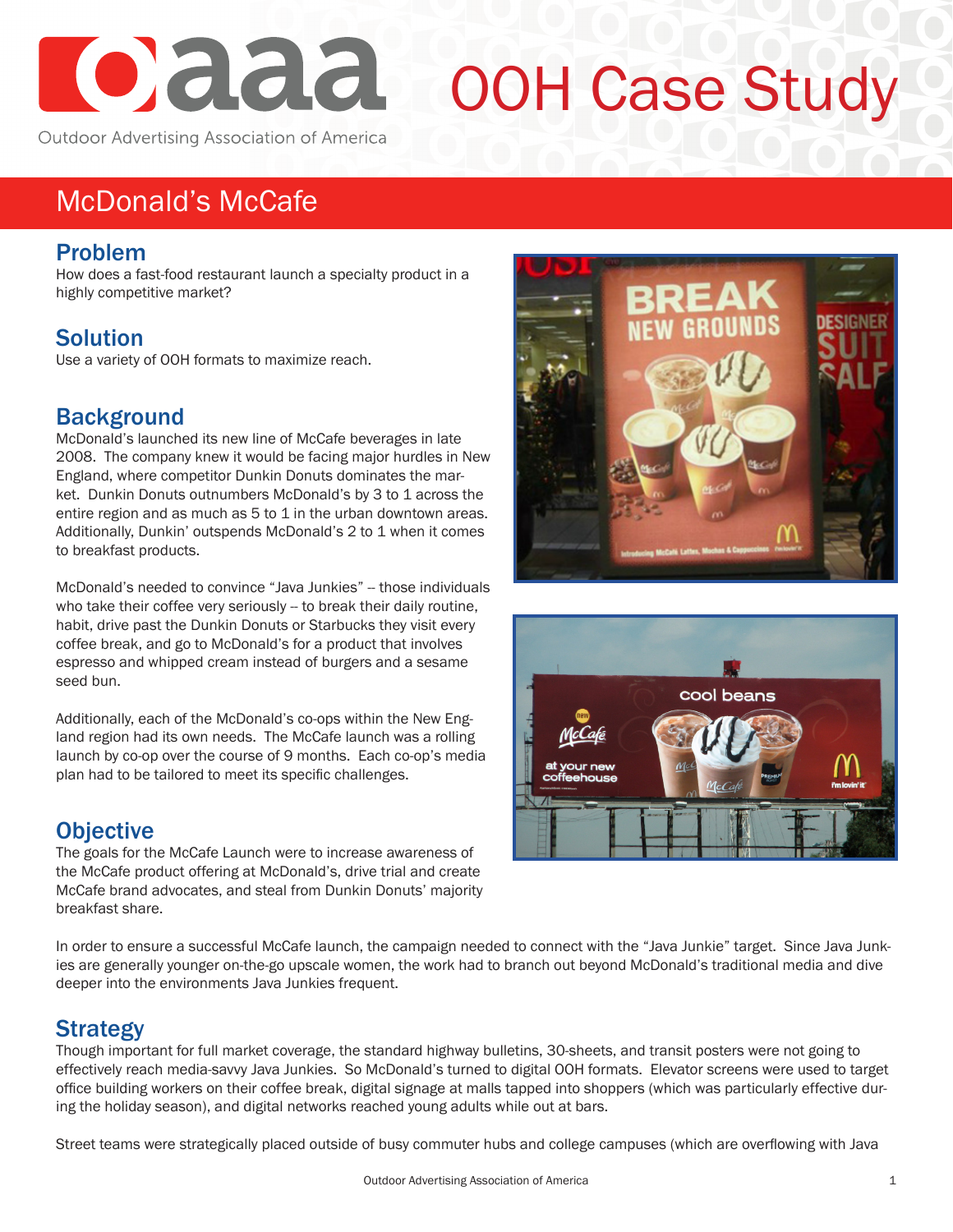# OOH Case Study

Outdoor Advertising Association of America

## McDonald's McCafe

### Problem

How does a fast-food restaurant launch a specialty product in a highly competitive market?

### Solution

Use a variety of OOH formats to maximize reach.

### Background

McDonald's launched its new line of McCafe beverages in late 2008. The company knew it would be facing major hurdles in New England, where competitor Dunkin Donuts dominates the market. Dunkin Donuts outnumbers McDonald's by 3 to 1 across the entire region and as much as 5 to 1 in the urban downtown areas. Additionally, Dunkin' outspends McDonald's 2 to 1 when it comes to breakfast products.

McDonald's needed to convince "Java Junkies" -- those individuals who take their coffee very seriously -- to break their daily routine, habit, drive past the Dunkin Donuts or Starbucks they visit every coffee break, and go to McDonald's for a product that involves espresso and whipped cream instead of burgers and a sesame seed bun.

Additionally, each of the McDonald's co-ops within the New England region had its own needs. The McCafe launch was a rolling launch by co-op over the course of 9 months. Each co-op's media plan had to be tailored to meet its specific challenges.

### Objective

The goals for the McCafe Launch were to increase awareness of the McCafe product offering at McDonald's, drive trial and create McCafe brand advocates, and steal from Dunkin Donuts' majority breakfast share.

In order to ensure a successful McCafe launch, the campaign needed to connect with the "Java Junkie" target. Since Java Junkies are generally younger on-the-go upscale women, the work had to branch out beyond McDonald's traditional media and dive deeper into the environments Java Junkies frequent.

### Strategy

Though important for full market coverage, the standard highway bulletins, 30-sheets, and transit posters were not going to effectively reach media-savvy Java Junkies. So McDonald's turned to digital OOH formats. Elevator screens were used to target office building workers on their coffee break, digital signage at malls tapped into shoppers (which was particularly effective during the holiday season), and digital networks reached young adults while out at bars.

Street teams were strategically placed outside of busy commuter hubs and college campuses (which are overflowing with Java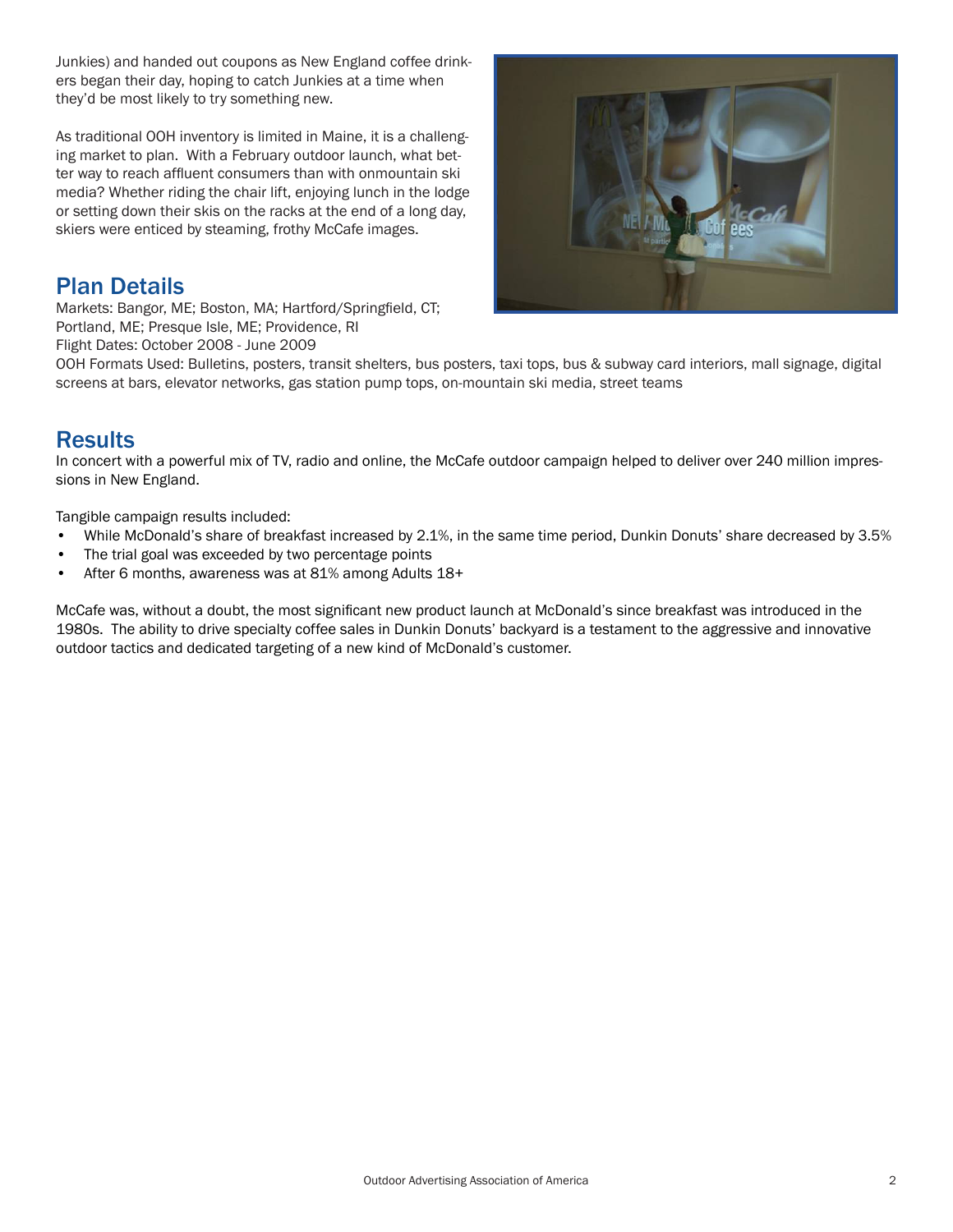Junkies) and handed out coupons as New England coffee drinkers began their day, hoping to catch Junkies at a time when they'd be most likely to try something new.

As traditional OOH inventory is limited in Maine, it is a challenging market to plan. With a February outdoor launch, what better way to reach affluent consumers than with onmountain ski media? Whether riding the chair lift, enjoying lunch in the lodge or setting down their skis on the racks at the end of a long day, skiers were enticed by steaming, frothy McCafe images.

## Plan Details

Markets: Bangor, ME; Boston, MA; Hartford/Springfield, CT; Portland, ME; Presque Isle, ME; Providence, RI
Flight Dates: October 2008 - June 2009
OOH Formats Used: Bulletins, posters, transit shelters, bus posters, taxi tops, bus & subway card interiors, mall signage, digital screens at bars, elevator networks, gas station pump tops, on-mountain ski media, street teams

## Results

In concert with a powerful mix of TV, radio and online, the McCafe outdoor campaign helped to deliver over 240 million impressions in New England.

Tangible campaign results included:

- While McDonald's share of breakfast increased by 2.1%, in the same time period, Dunkin Donuts' share decreased by 3.5%
- The trial goal was exceeded by two percentage points
- After 6 months, awareness was at 81% among Adults 18+

McCafe was, without a doubt, the most significant new product launch at McDonald's since breakfast was introduced in the 1980s. The ability to drive specialty coffee sales in Dunkin Donuts' backyard is a testament to the aggressive and innovative outdoor tactics and dedicated targeting of a new kind of McDonald's customer.